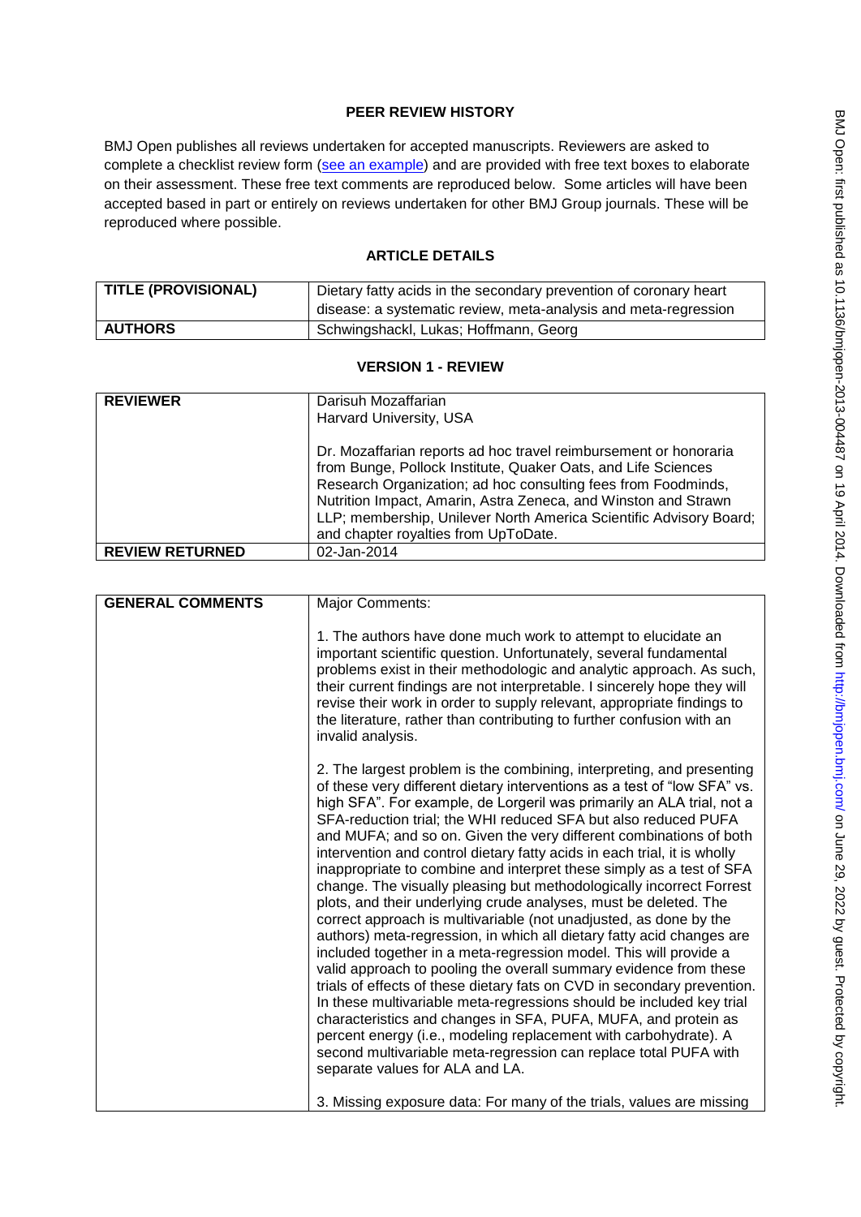## PEER REVIEW HISTORY

BMJ Open publishes all reviews undertaken for accepted manuscripts. Reviewers are asked to complete a checklist review form (see an example) and are provided with free text boxes to elaborate on their assessment. These free text comments are reproduced below. Some articles will have been accepted based in part or entirely on reviews undertaken for other BMJ Group journals. These will be reproduced where possible.

## ARTICLE DETAILS

| TITLE (PROVISIONAL) | Dietary fatty acids in the secondary prevention of coronary heart disease: a systematic review, meta-analysis and meta-regression |
|---|---|
| AUTHORS | Schwingshackl, Lukas; Hoffmann, Georg |

## VERSION 1 - REVIEW

| REVIEWER | Darisuh Mozaffarian<br>Harvard University, USA<br><br>Dr. Mozaffarian reports ad hoc travel reimbursement or honoraria from Bunge, Pollock Institute, Quaker Oats, and Life Sciences Research Organization; ad hoc consulting fees from Foodminds, Nutrition Impact, Amarin, Astra Zeneca, and Winston and Strawn LLP; membership, Unilever North America Scientific Advisory Board; and chapter royalties from UpToDate. |
|---|---|
| REVIEW RETURNED | 02-Jan-2014 |

| GENERAL COMMENTS | Major Comments:<br><br>1. The authors have done much work to attempt to elucidate an important scientific question. Unfortunately, several fundamental problems exist in their methodologic and analytic approach. As such, their current findings are not interpretable. I sincerely hope they will revise their work in order to supply relevant, appropriate findings to the literature, rather than contributing to further confusion with an invalid analysis.<br><br>2. The largest problem is the combining, interpreting, and presenting of these very different dietary interventions as a test of "low SFA" vs. high SFA". For example, de Lorgeril was primarily an ALA trial, not a SFA-reduction trial; the WHI reduced SFA but also reduced PUFA and MUFA; and so on. Given the very different combinations of both intervention and control dietary fatty acids in each trial, it is wholly inappropriate to combine and interpret these simply as a test of SFA change. The visually pleasing but methodologically incorrect Forrest plots, and their underlying crude analyses, must be deleted. The correct approach is multivariable (not unadjusted, as done by the authors) meta-regression, in which all dietary fatty acid changes are included together in a meta-regression model. This will provide a valid approach to pooling the overall summary evidence from these trials of effects of these dietary fats on CVD in secondary prevention. In these multivariable meta-regressions should be included key trial characteristics and changes in SFA, PUFA, MUFA, and protein as percent energy (i.e., modeling replacement with carbohydrate). A second multivariable meta-regression can replace total PUFA with separate values for ALA and LA.<br><br>3. Missing exposure data: For many of the trials, values are missing |
|---|---|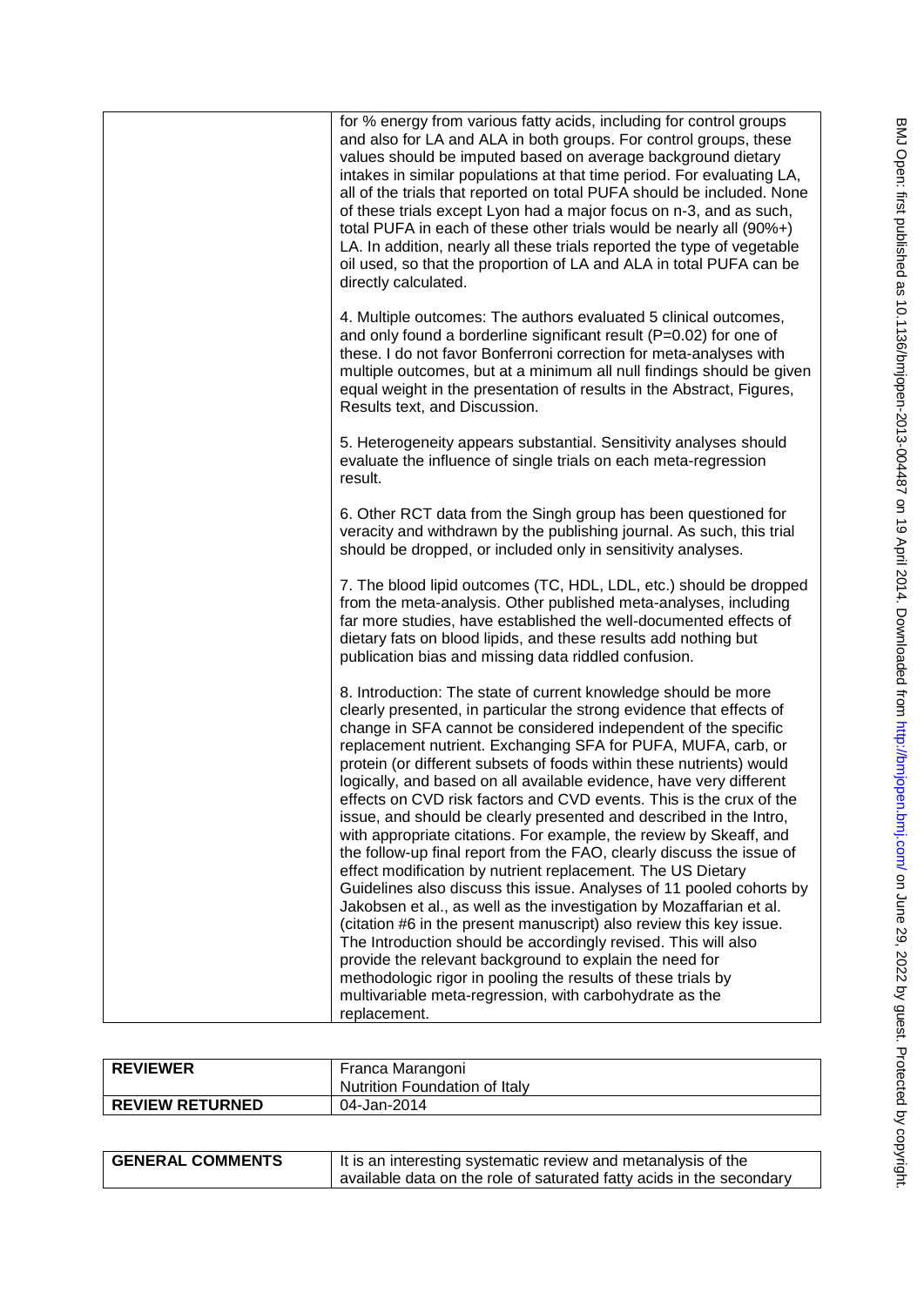| | |
|---|---|
| | for % energy from various fatty acids, including for control groups and also for LA and ALA in both groups. For control groups, these values should be imputed based on average background dietary intakes in similar populations at that time period. For evaluating LA, all of the trials that reported on total PUFA should be included. None of these trials except Lyon had a major focus on n-3, and as such, total PUFA in each of these other trials would be nearly all (90%+) LA. In addition, nearly all these trials reported the type of vegetable oil used, so that the proportion of LA and ALA in total PUFA can be directly calculated.<br><br>4. Multiple outcomes: The authors evaluated 5 clinical outcomes, and only found a borderline significant result (P=0.02) for one of these. I do not favor Bonferroni correction for meta-analyses with multiple outcomes, but at a minimum all null findings should be given equal weight in the presentation of results in the Abstract, Figures, Results text, and Discussion.<br><br>5. Heterogeneity appears substantial. Sensitivity analyses should evaluate the influence of single trials on each meta-regression result.<br><br>6. Other RCT data from the Singh group has been questioned for veracity and withdrawn by the publishing journal. As such, this trial should be dropped, or included only in sensitivity analyses.<br><br>7. The blood lipid outcomes (TC, HDL, LDL, etc.) should be dropped from the meta-analysis. Other published meta-analyses, including far more studies, have established the well-documented effects of dietary fats on blood lipids, and these results add nothing but publication bias and missing data riddled confusion.<br><br>8. Introduction: The state of current knowledge should be more clearly presented, in particular the strong evidence that effects of change in SFA cannot be considered independent of the specific replacement nutrient. Exchanging SFA for PUFA, MUFA, carb, or protein (or different subsets of foods within these nutrients) would logically, and based on all available evidence, have very different effects on CVD risk factors and CVD events. This is the crux of the issue, and should be clearly presented and described in the Intro, with appropriate citations. For example, the review by Skeaff, and the follow-up final report from the FAO, clearly discuss the issue of effect modification by nutrient replacement. The US Dietary Guidelines also discuss this issue. Analyses of 11 pooled cohorts by Jakobsen et al., as well as the investigation by Mozaffarian et al. (citation #6 in the present manuscript) also review this key issue. The Introduction should be accordingly revised. This will also provide the relevant background to explain the need for methodologic rigor in pooling the results of these trials by multivariable meta-regression, with carbohydrate as the replacement. |

| | |
|---|---|
| **REVIEWER** | Franca Marangoni<br>Nutrition Foundation of Italy |
| **REVIEW RETURNED** | 04-Jan-2014 |

| | |
|---|---|
| **GENERAL COMMENTS** | It is an interesting systematic review and metanalysis of the available data on the role of saturated fatty acids in the secondary |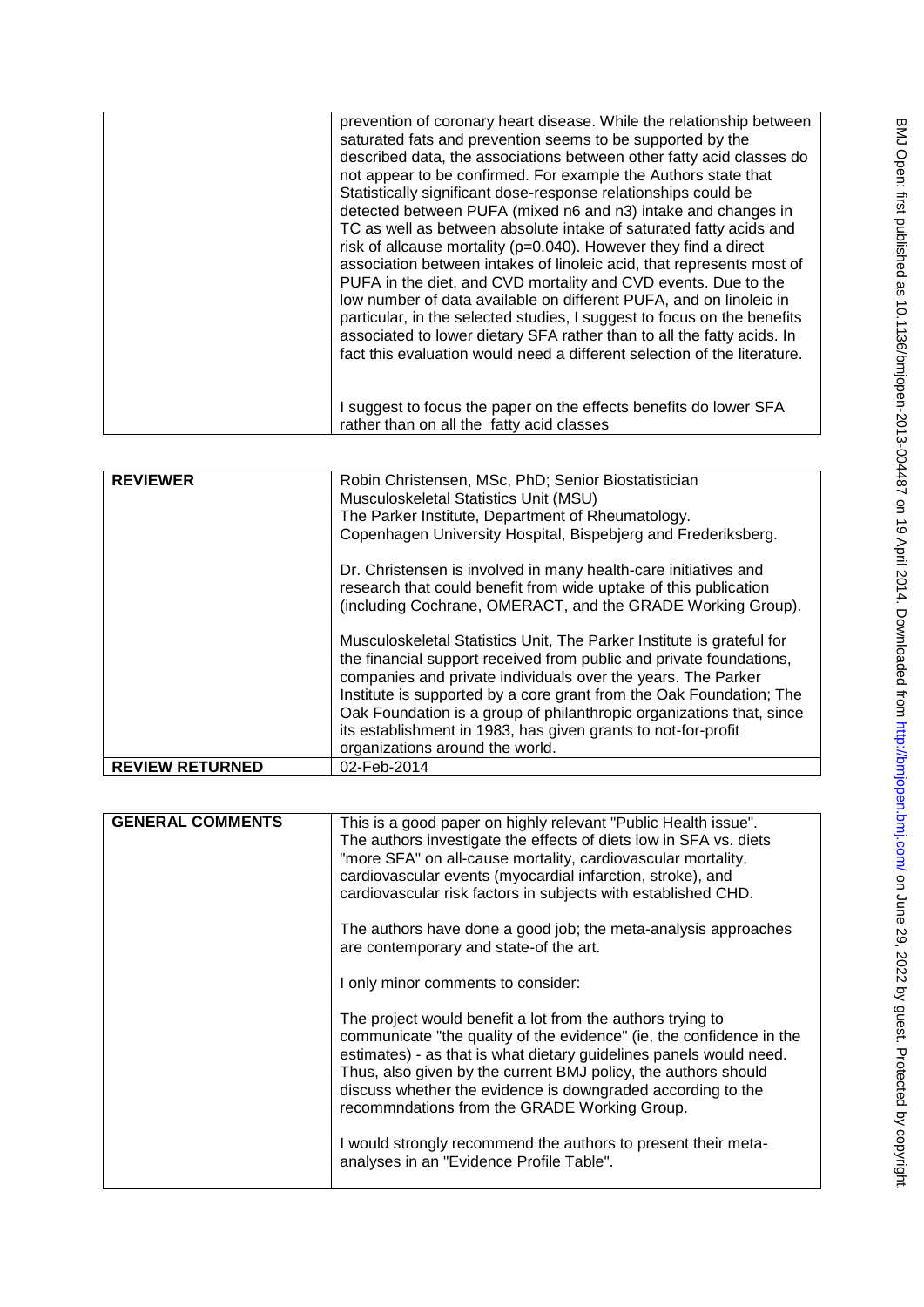| | |
|---|---|
| | prevention of coronary heart disease. While the relationship between saturated fats and prevention seems to be supported by the described data, the associations between other fatty acid classes do not appear to be confirmed. For example the Authors state that Statistically significant dose-response relationships could be detected between PUFA (mixed n6 and n3) intake and changes in TC as well as between absolute intake of saturated fatty acids and risk of allcause mortality (p=0.040). However they find a direct association between intakes of linoleic acid, that represents most of PUFA in the diet, and CVD mortality and CVD events. Due to the low number of data available on different PUFA, and on linoleic in particular, in the selected studies, I suggest to focus on the benefits associated to lower dietary SFA rather than to all the fatty acids. In fact this evaluation would need a different selection of the literature.<br><br>I suggest to focus the paper on the effects benefits do lower SFA rather than on all the fatty acid classes |

| | |
|---|---|
| **REVIEWER** | Robin Christensen, MSc, PhD; Senior Biostatistician<br>Musculoskeletal Statistics Unit (MSU)<br>The Parker Institute, Department of Rheumatology.<br>Copenhagen University Hospital, Bispebjerg and Frederiksberg.<br><br>Dr. Christensen is involved in many health-care initiatives and research that could benefit from wide uptake of this publication (including Cochrane, OMERACT, and the GRADE Working Group).<br><br>Musculoskeletal Statistics Unit, The Parker Institute is grateful for the financial support received from public and private foundations, companies and private individuals over the years. The Parker Institute is supported by a core grant from the Oak Foundation; The Oak Foundation is a group of philanthropic organizations that, since its establishment in 1983, has given grants to not-for-profit organizations around the world. |
| **REVIEW RETURNED** | 02-Feb-2014 |

| | |
|---|---|
| **GENERAL COMMENTS** | This is a good paper on highly relevant "Public Health issue". The authors investigate the effects of diets low in SFA vs. diets "more SFA" on all-cause mortality, cardiovascular mortality, cardiovascular events (myocardial infarction, stroke), and cardiovascular risk factors in subjects with established CHD.<br><br>The authors have done a good job; the meta-analysis approaches are contemporary and state-of the art.<br><br>I only minor comments to consider:<br><br>The project would benefit a lot from the authors trying to communicate "the quality of the evidence" (ie, the confidence in the estimates) - as that is what dietary guidelines panels would need. Thus, also given by the current BMJ policy, the authors should discuss whether the evidence is downgraded according to the recommndations from the GRADE Working Group.<br><br>I would strongly recommend the authors to present their meta-analyses in an "Evidence Profile Table". |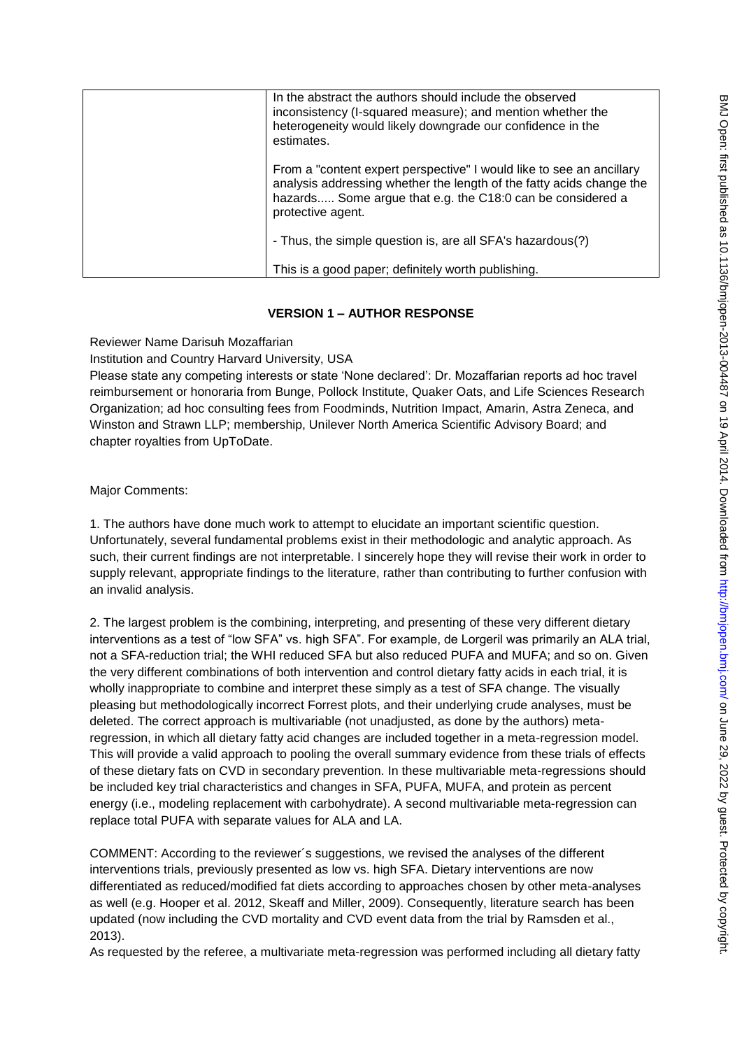| | In the abstract the authors should include the observed inconsistency (I-squared measure); and mention whether the heterogeneity would likely downgrade our confidence in the estimates.<br><br>From a "content expert perspective" I would like to see an ancillary analysis addressing whether the length of the fatty acids change the hazards..... Some argue that e.g. the C18:0 can be considered a protective agent.<br><br>- Thus, the simple question is, are all SFA's hazardous(?)<br><br>This is a good paper; definitely worth publishing. |
|---|---|

## VERSION 1 – AUTHOR RESPONSE

Reviewer Name Darisuh Mozaffarian

Institution and Country Harvard University, USA

Please state any competing interests or state 'None declared': Dr. Mozaffarian reports ad hoc travel reimbursement or honoraria from Bunge, Pollock Institute, Quaker Oats, and Life Sciences Research Organization; ad hoc consulting fees from Foodminds, Nutrition Impact, Amarin, Astra Zeneca, and Winston and Strawn LLP; membership, Unilever North America Scientific Advisory Board; and chapter royalties from UpToDate.

Major Comments:

1. The authors have done much work to attempt to elucidate an important scientific question. Unfortunately, several fundamental problems exist in their methodologic and analytic approach. As such, their current findings are not interpretable. I sincerely hope they will revise their work in order to supply relevant, appropriate findings to the literature, rather than contributing to further confusion with an invalid analysis.

2. The largest problem is the combining, interpreting, and presenting of these very different dietary interventions as a test of "low SFA" vs. high SFA". For example, de Lorgeril was primarily an ALA trial, not a SFA-reduction trial; the WHI reduced SFA but also reduced PUFA and MUFA; and so on. Given the very different combinations of both intervention and control dietary fatty acids in each trial, it is wholly inappropriate to combine and interpret these simply as a test of SFA change. The visually pleasing but methodologically incorrect Forrest plots, and their underlying crude analyses, must be deleted. The correct approach is multivariable (not unadjusted, as done by the authors) meta-regression, in which all dietary fatty acid changes are included together in a meta-regression model. This will provide a valid approach to pooling the overall summary evidence from these trials of effects of these dietary fats on CVD in secondary prevention. In these multivariable meta-regressions should be included key trial characteristics and changes in SFA, PUFA, MUFA, and protein as percent energy (i.e., modeling replacement with carbohydrate). A second multivariable meta-regression can replace total PUFA with separate values for ALA and LA.

COMMENT: According to the reviewer´s suggestions, we revised the analyses of the different interventions trials, previously presented as low vs. high SFA. Dietary interventions are now differentiated as reduced/modified fat diets according to approaches chosen by other meta-analyses as well (e.g. Hooper et al. 2012, Skeaff and Miller, 2009). Consequently, literature search has been updated (now including the CVD mortality and CVD event data from the trial by Ramsden et al., 2013).

As requested by the referee, a multivariate meta-regression was performed including all dietary fatty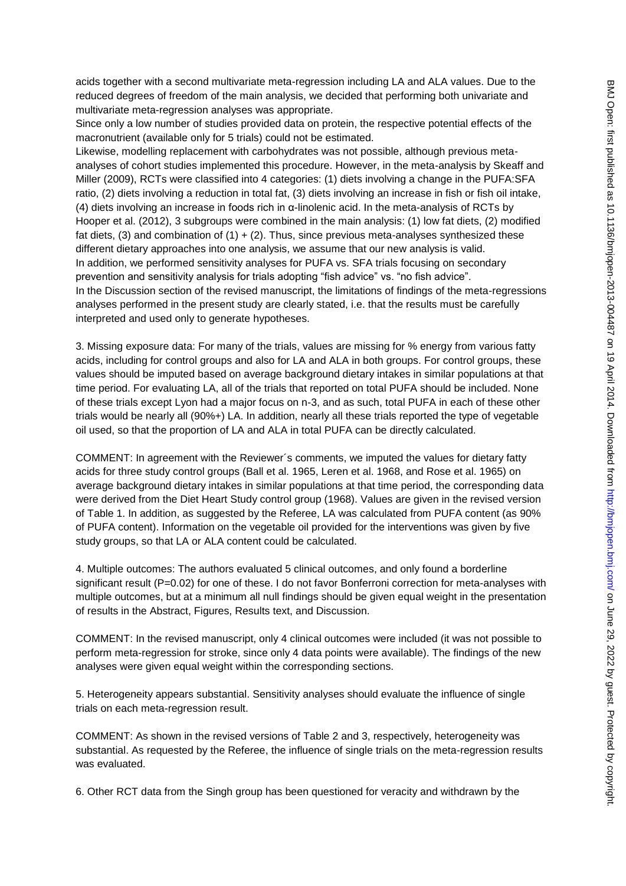acids together with a second multivariate meta-regression including LA and ALA values. Due to the reduced degrees of freedom of the main analysis, we decided that performing both univariate and multivariate meta-regression analyses was appropriate.

Since only a low number of studies provided data on protein, the respective potential effects of the macronutrient (available only for 5 trials) could not be estimated.

Likewise, modelling replacement with carbohydrates was not possible, although previous meta-analyses of cohort studies implemented this procedure. However, in the meta-analysis by Skeaff and Miller (2009), RCTs were classified into 4 categories: (1) diets involving a change in the PUFA:SFA ratio, (2) diets involving a reduction in total fat, (3) diets involving an increase in fish or fish oil intake, (4) diets involving an increase in foods rich in α-linolenic acid. In the meta-analysis of RCTs by Hooper et al. (2012), 3 subgroups were combined in the main analysis: (1) low fat diets, (2) modified fat diets, (3) and combination of (1) + (2). Thus, since previous meta-analyses synthesized these different dietary approaches into one analysis, we assume that our new analysis is valid.

In addition, we performed sensitivity analyses for PUFA vs. SFA trials focusing on secondary prevention and sensitivity analysis for trials adopting "fish advice" vs. "no fish advice".

In the Discussion section of the revised manuscript, the limitations of findings of the meta-regressions analyses performed in the present study are clearly stated, i.e. that the results must be carefully interpreted and used only to generate hypotheses.

3. Missing exposure data: For many of the trials, values are missing for % energy from various fatty acids, including for control groups and also for LA and ALA in both groups. For control groups, these values should be imputed based on average background dietary intakes in similar populations at that time period. For evaluating LA, all of the trials that reported on total PUFA should be included. None of these trials except Lyon had a major focus on n-3, and as such, total PUFA in each of these other trials would be nearly all (90%+) LA. In addition, nearly all these trials reported the type of vegetable oil used, so that the proportion of LA and ALA in total PUFA can be directly calculated.

COMMENT: In agreement with the Reviewer´s comments, we imputed the values for dietary fatty acids for three study control groups (Ball et al. 1965, Leren et al. 1968, and Rose et al. 1965) on average background dietary intakes in similar populations at that time period, the corresponding data were derived from the Diet Heart Study control group (1968). Values are given in the revised version of Table 1. In addition, as suggested by the Referee, LA was calculated from PUFA content (as 90% of PUFA content). Information on the vegetable oil provided for the interventions was given by five study groups, so that LA or ALA content could be calculated.

4. Multiple outcomes: The authors evaluated 5 clinical outcomes, and only found a borderline significant result (P=0.02) for one of these. I do not favor Bonferroni correction for meta-analyses with multiple outcomes, but at a minimum all null findings should be given equal weight in the presentation of results in the Abstract, Figures, Results text, and Discussion.

COMMENT: In the revised manuscript, only 4 clinical outcomes were included (it was not possible to perform meta-regression for stroke, since only 4 data points were available). The findings of the new analyses were given equal weight within the corresponding sections.

5. Heterogeneity appears substantial. Sensitivity analyses should evaluate the influence of single trials on each meta-regression result.

COMMENT: As shown in the revised versions of Table 2 and 3, respectively, heterogeneity was substantial. As requested by the Referee, the influence of single trials on the meta-regression results was evaluated.

6. Other RCT data from the Singh group has been questioned for veracity and withdrawn by the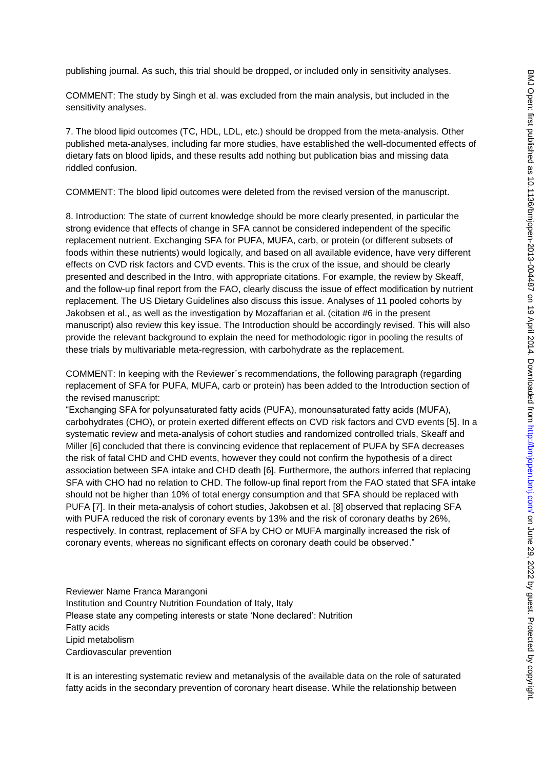publishing journal. As such, this trial should be dropped, or included only in sensitivity analyses.

COMMENT: The study by Singh et al. was excluded from the main analysis, but included in the sensitivity analyses.

7. The blood lipid outcomes (TC, HDL, LDL, etc.) should be dropped from the meta-analysis. Other published meta-analyses, including far more studies, have established the well-documented effects of dietary fats on blood lipids, and these results add nothing but publication bias and missing data riddled confusion.

COMMENT: The blood lipid outcomes were deleted from the revised version of the manuscript.

8. Introduction: The state of current knowledge should be more clearly presented, in particular the strong evidence that effects of change in SFA cannot be considered independent of the specific replacement nutrient. Exchanging SFA for PUFA, MUFA, carb, or protein (or different subsets of foods within these nutrients) would logically, and based on all available evidence, have very different effects on CVD risk factors and CVD events. This is the crux of the issue, and should be clearly presented and described in the Intro, with appropriate citations. For example, the review by Skeaff, and the follow-up final report from the FAO, clearly discuss the issue of effect modification by nutrient replacement. The US Dietary Guidelines also discuss this issue. Analyses of 11 pooled cohorts by Jakobsen et al., as well as the investigation by Mozaffarian et al. (citation #6 in the present manuscript) also review this key issue. The Introduction should be accordingly revised. This will also provide the relevant background to explain the need for methodologic rigor in pooling the results of these trials by multivariable meta-regression, with carbohydrate as the replacement.

COMMENT: In keeping with the Reviewer´s recommendations, the following paragraph (regarding replacement of SFA for PUFA, MUFA, carb or protein) has been added to the Introduction section of the revised manuscript:
"Exchanging SFA for polyunsaturated fatty acids (PUFA), monounsaturated fatty acids (MUFA), carbohydrates (CHO), or protein exerted different effects on CVD risk factors and CVD events [5]. In a systematic review and meta-analysis of cohort studies and randomized controlled trials, Skeaff and Miller [6] concluded that there is convincing evidence that replacement of PUFA by SFA decreases the risk of fatal CHD and CHD events, however they could not confirm the hypothesis of a direct association between SFA intake and CHD death [6]. Furthermore, the authors inferred that replacing SFA with CHO had no relation to CHD. The follow-up final report from the FAO stated that SFA intake should not be higher than 10% of total energy consumption and that SFA should be replaced with PUFA [7]. In their meta-analysis of cohort studies, Jakobsen et al. [8] observed that replacing SFA with PUFA reduced the risk of coronary events by 13% and the risk of coronary deaths by 26%, respectively. In contrast, replacement of SFA by CHO or MUFA marginally increased the risk of coronary events, whereas no significant effects on coronary death could be observed."

Reviewer Name Franca Marangoni
Institution and Country Nutrition Foundation of Italy, Italy
Please state any competing interests or state 'None declared': Nutrition
Fatty acids
Lipid metabolism
Cardiovascular prevention

It is an interesting systematic review and metanalysis of the available data on the role of saturated fatty acids in the secondary prevention of coronary heart disease. While the relationship between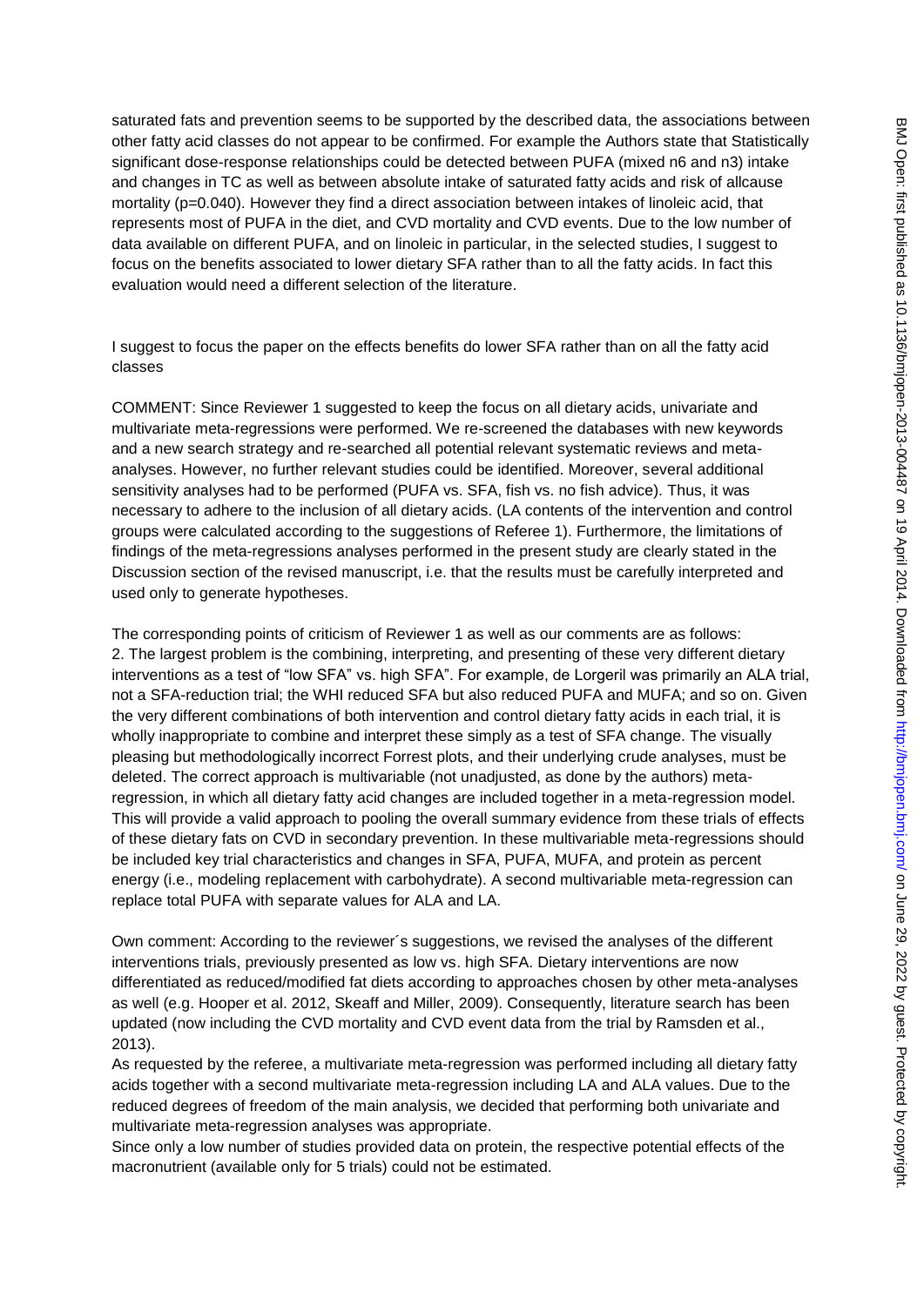saturated fats and prevention seems to be supported by the described data, the associations between other fatty acid classes do not appear to be confirmed. For example the Authors state that Statistically significant dose-response relationships could be detected between PUFA (mixed n6 and n3) intake and changes in TC as well as between absolute intake of saturated fatty acids and risk of allcause mortality (p=0.040). However they find a direct association between intakes of linoleic acid, that represents most of PUFA in the diet, and CVD mortality and CVD events. Due to the low number of data available on different PUFA, and on linoleic in particular, in the selected studies, I suggest to focus on the benefits associated to lower dietary SFA rather than to all the fatty acids. In fact this evaluation would need a different selection of the literature.

I suggest to focus the paper on the effects benefits do lower SFA rather than on all the fatty acid classes

COMMENT: Since Reviewer 1 suggested to keep the focus on all dietary acids, univariate and multivariate meta-regressions were performed. We re-screened the databases with new keywords and a new search strategy and re-searched all potential relevant systematic reviews and meta-analyses. However, no further relevant studies could be identified. Moreover, several additional sensitivity analyses had to be performed (PUFA vs. SFA, fish vs. no fish advice). Thus, it was necessary to adhere to the inclusion of all dietary acids. (LA contents of the intervention and control groups were calculated according to the suggestions of Referee 1). Furthermore, the limitations of findings of the meta-regressions analyses performed in the present study are clearly stated in the Discussion section of the revised manuscript, i.e. that the results must be carefully interpreted and used only to generate hypotheses.

The corresponding points of criticism of Reviewer 1 as well as our comments are as follows:
2. The largest problem is the combining, interpreting, and presenting of these very different dietary interventions as a test of "low SFA" vs. high SFA". For example, de Lorgeril was primarily an ALA trial, not a SFA-reduction trial; the WHI reduced SFA but also reduced PUFA and MUFA; and so on. Given the very different combinations of both intervention and control dietary fatty acids in each trial, it is wholly inappropriate to combine and interpret these simply as a test of SFA change. The visually pleasing but methodologically incorrect Forrest plots, and their underlying crude analyses, must be deleted. The correct approach is multivariable (not unadjusted, as done by the authors) meta-regression, in which all dietary fatty acid changes are included together in a meta-regression model. This will provide a valid approach to pooling the overall summary evidence from these trials of effects of these dietary fats on CVD in secondary prevention. In these multivariable meta-regressions should be included key trial characteristics and changes in SFA, PUFA, MUFA, and protein as percent energy (i.e., modeling replacement with carbohydrate). A second multivariable meta-regression can replace total PUFA with separate values for ALA and LA.

Own comment: According to the reviewer´s suggestions, we revised the analyses of the different interventions trials, previously presented as low vs. high SFA. Dietary interventions are now differentiated as reduced/modified fat diets according to approaches chosen by other meta-analyses as well (e.g. Hooper et al. 2012, Skeaff and Miller, 2009). Consequently, literature search has been updated (now including the CVD mortality and CVD event data from the trial by Ramsden et al., 2013).
As requested by the referee, a multivariate meta-regression was performed including all dietary fatty acids together with a second multivariate meta-regression including LA and ALA values. Due to the reduced degrees of freedom of the main analysis, we decided that performing both univariate and multivariate meta-regression analyses was appropriate.
Since only a low number of studies provided data on protein, the respective potential effects of the macronutrient (available only for 5 trials) could not be estimated.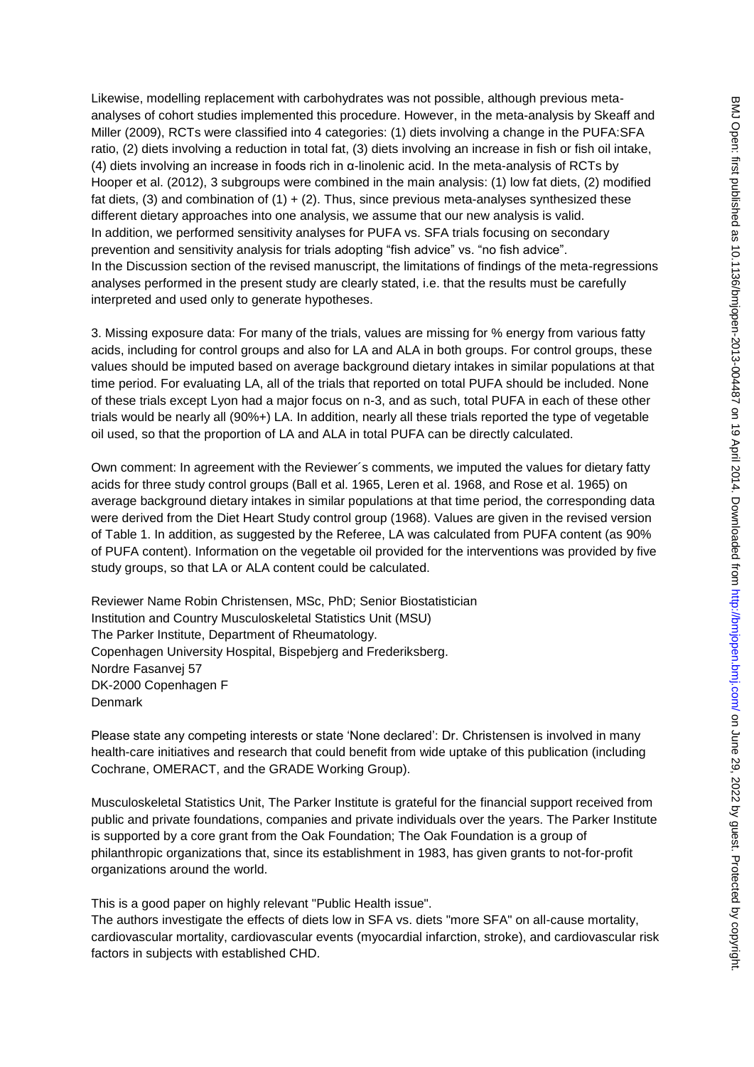Likewise, modelling replacement with carbohydrates was not possible, although previous meta-analyses of cohort studies implemented this procedure. However, in the meta-analysis by Skeaff and Miller (2009), RCTs were classified into 4 categories: (1) diets involving a change in the PUFA:SFA ratio, (2) diets involving a reduction in total fat, (3) diets involving an increase in fish or fish oil intake, (4) diets involving an increase in foods rich in α-linolenic acid. In the meta-analysis of RCTs by Hooper et al. (2012), 3 subgroups were combined in the main analysis: (1) low fat diets, (2) modified fat diets, (3) and combination of (1) + (2). Thus, since previous meta-analyses synthesized these different dietary approaches into one analysis, we assume that our new analysis is valid.
In addition, we performed sensitivity analyses for PUFA vs. SFA trials focusing on secondary prevention and sensitivity analysis for trials adopting "fish advice" vs. "no fish advice".
In the Discussion section of the revised manuscript, the limitations of findings of the meta-regressions analyses performed in the present study are clearly stated, i.e. that the results must be carefully interpreted and used only to generate hypotheses.

3. Missing exposure data: For many of the trials, values are missing for % energy from various fatty acids, including for control groups and also for LA and ALA in both groups. For control groups, these values should be imputed based on average background dietary intakes in similar populations at that time period. For evaluating LA, all of the trials that reported on total PUFA should be included. None of these trials except Lyon had a major focus on n-3, and as such, total PUFA in each of these other trials would be nearly all (90%+) LA. In addition, nearly all these trials reported the type of vegetable oil used, so that the proportion of LA and ALA in total PUFA can be directly calculated.

Own comment: In agreement with the Reviewer´s comments, we imputed the values for dietary fatty acids for three study control groups (Ball et al. 1965, Leren et al. 1968, and Rose et al. 1965) on average background dietary intakes in similar populations at that time period, the corresponding data were derived from the Diet Heart Study control group (1968). Values are given in the revised version of Table 1. In addition, as suggested by the Referee, LA was calculated from PUFA content (as 90% of PUFA content). Information on the vegetable oil provided for the interventions was provided by five study groups, so that LA or ALA content could be calculated.

Reviewer Name Robin Christensen, MSc, PhD; Senior Biostatistician
Institution and Country Musculoskeletal Statistics Unit (MSU)
The Parker Institute, Department of Rheumatology.
Copenhagen University Hospital, Bispebjerg and Frederiksberg.
Nordre Fasanvej 57
DK-2000 Copenhagen F
Denmark

Please state any competing interests or state 'None declared': Dr. Christensen is involved in many health-care initiatives and research that could benefit from wide uptake of this publication (including Cochrane, OMERACT, and the GRADE Working Group).

Musculoskeletal Statistics Unit, The Parker Institute is grateful for the financial support received from public and private foundations, companies and private individuals over the years. The Parker Institute is supported by a core grant from the Oak Foundation; The Oak Foundation is a group of philanthropic organizations that, since its establishment in 1983, has given grants to not-for-profit organizations around the world.

This is a good paper on highly relevant "Public Health issue".
The authors investigate the effects of diets low in SFA vs. diets "more SFA" on all-cause mortality, cardiovascular mortality, cardiovascular events (myocardial infarction, stroke), and cardiovascular risk factors in subjects with established CHD.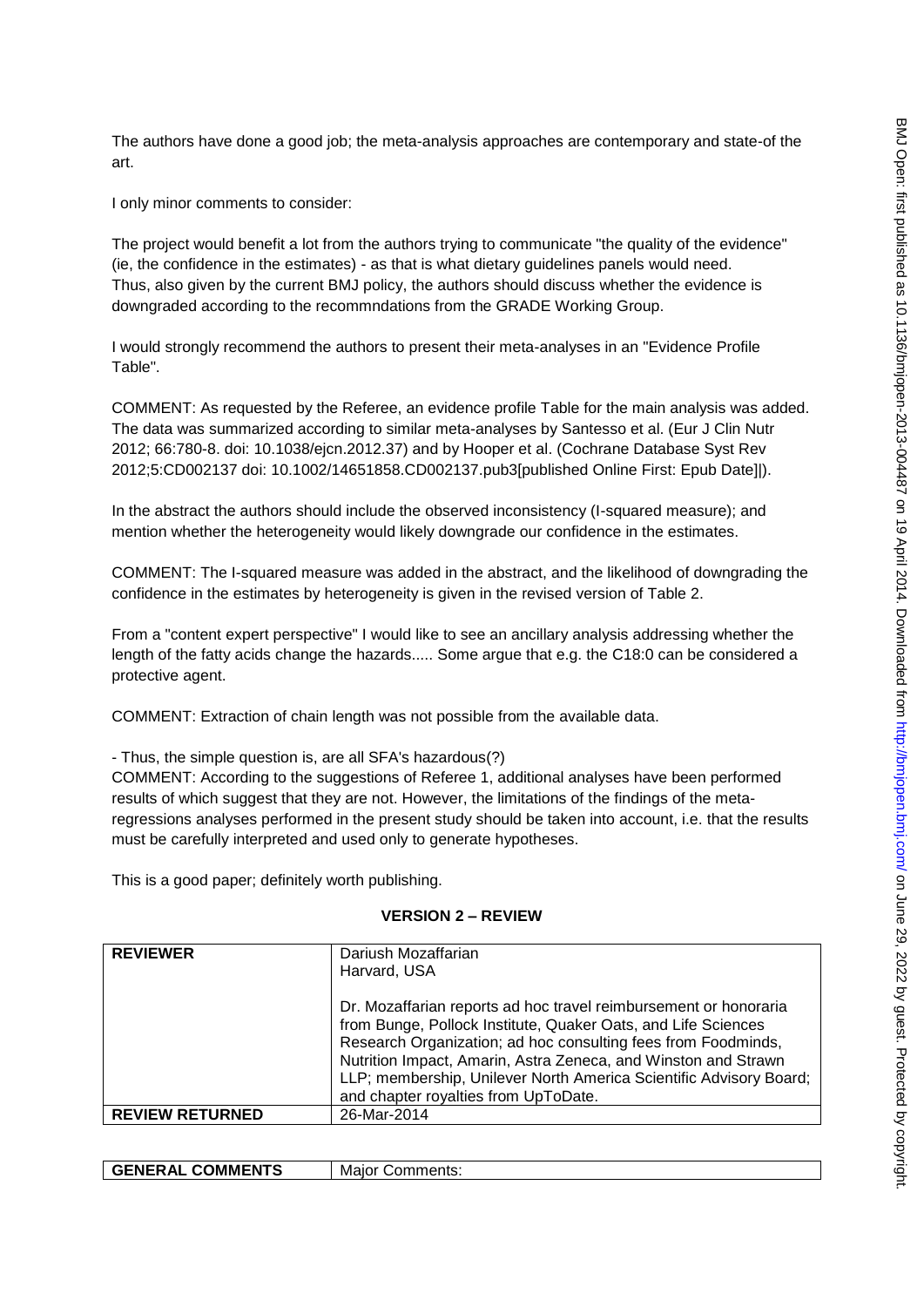The authors have done a good job; the meta-analysis approaches are contemporary and state-of the art.

I only minor comments to consider:

The project would benefit a lot from the authors trying to communicate "the quality of the evidence" (ie, the confidence in the estimates) - as that is what dietary guidelines panels would need. Thus, also given by the current BMJ policy, the authors should discuss whether the evidence is downgraded according to the recommndations from the GRADE Working Group.

I would strongly recommend the authors to present their meta-analyses in an "Evidence Profile Table".

COMMENT: As requested by the Referee, an evidence profile Table for the main analysis was added. The data was summarized according to similar meta-analyses by Santesso et al. (Eur J Clin Nutr 2012; 66:780-8. doi: 10.1038/ejcn.2012.37) and by Hooper et al. (Cochrane Database Syst Rev 2012;5:CD002137 doi: 10.1002/14651858.CD002137.pub3[published Online First: Epub Date]|).

In the abstract the authors should include the observed inconsistency (I-squared measure); and mention whether the heterogeneity would likely downgrade our confidence in the estimates.

COMMENT: The I-squared measure was added in the abstract, and the likelihood of downgrading the confidence in the estimates by heterogeneity is given in the revised version of Table 2.

From a "content expert perspective" I would like to see an ancillary analysis addressing whether the length of the fatty acids change the hazards..... Some argue that e.g. the C18:0 can be considered a protective agent.

COMMENT: Extraction of chain length was not possible from the available data.

- Thus, the simple question is, are all SFA's hazardous(?)
COMMENT: According to the suggestions of Referee 1, additional analyses have been performed results of which suggest that they are not. However, the limitations of the findings of the meta-regressions analyses performed in the present study should be taken into account, i.e. that the results must be carefully interpreted and used only to generate hypotheses.

This is a good paper; definitely worth publishing.

## VERSION 2 – REVIEW

| REVIEWER | Dariush Mozaffarian<br>Harvard, USA<br><br>Dr. Mozaffarian reports ad hoc travel reimbursement or honoraria from Bunge, Pollock Institute, Quaker Oats, and Life Sciences Research Organization; ad hoc consulting fees from Foodminds, Nutrition Impact, Amarin, Astra Zeneca, and Winston and Strawn LLP; membership, Unilever North America Scientific Advisory Board; and chapter royalties from UpToDate. |
|---|---|
| REVIEW RETURNED | 26-Mar-2014 |

| GENERAL COMMENTS | Major Comments: |
|---|---|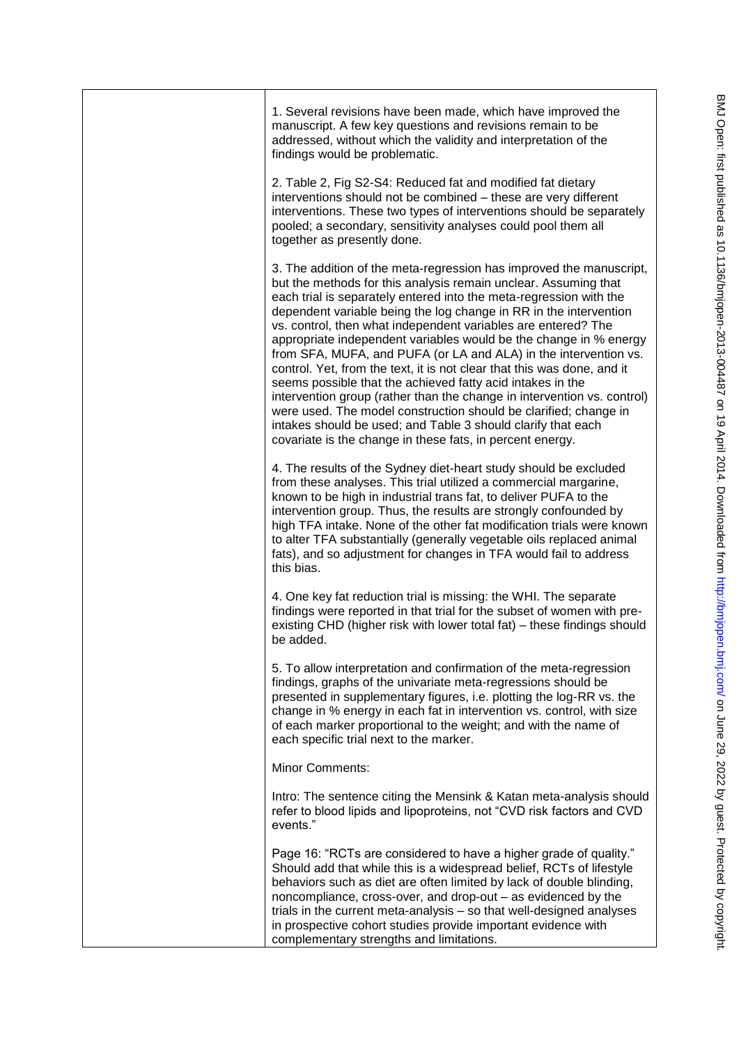1. Several revisions have been made, which have improved the manuscript. A few key questions and revisions remain to be addressed, without which the validity and interpretation of the findings would be problematic.

2. Table 2, Fig S2-S4: Reduced fat and modified fat dietary interventions should not be combined – these are very different interventions. These two types of interventions should be separately pooled; a secondary, sensitivity analyses could pool them all together as presently done.

3. The addition of the meta-regression has improved the manuscript, but the methods for this analysis remain unclear. Assuming that each trial is separately entered into the meta-regression with the dependent variable being the log change in RR in the intervention vs. control, then what independent variables are entered? The appropriate independent variables would be the change in % energy from SFA, MUFA, and PUFA (or LA and ALA) in the intervention vs. control. Yet, from the text, it is not clear that this was done, and it seems possible that the achieved fatty acid intakes in the intervention group (rather than the change in intervention vs. control) were used. The model construction should be clarified; change in intakes should be used; and Table 3 should clarify that each covariate is the change in these fats, in percent energy.

4. The results of the Sydney diet-heart study should be excluded from these analyses. This trial utilized a commercial margarine, known to be high in industrial trans fat, to deliver PUFA to the intervention group. Thus, the results are strongly confounded by high TFA intake. None of the other fat modification trials were known to alter TFA substantially (generally vegetable oils replaced animal fats), and so adjustment for changes in TFA would fail to address this bias.

4. One key fat reduction trial is missing: the WHI. The separate findings were reported in that trial for the subset of women with pre-existing CHD (higher risk with lower total fat) – these findings should be added.

5. To allow interpretation and confirmation of the meta-regression findings, graphs of the univariate meta-regressions should be presented in supplementary figures, i.e. plotting the log-RR vs. the change in % energy in each fat in intervention vs. control, with size of each marker proportional to the weight; and with the name of each specific trial next to the marker.

Minor Comments:

Intro: The sentence citing the Mensink & Katan meta-analysis should refer to blood lipids and lipoproteins, not "CVD risk factors and CVD events."

Page 16: "RCTs are considered to have a higher grade of quality." Should add that while this is a widespread belief, RCTs of lifestyle behaviors such as diet are often limited by lack of double blinding, noncompliance, cross-over, and drop-out – as evidenced by the trials in the current meta-analysis – so that well-designed analyses in prospective cohort studies provide important evidence with complementary strengths and limitations.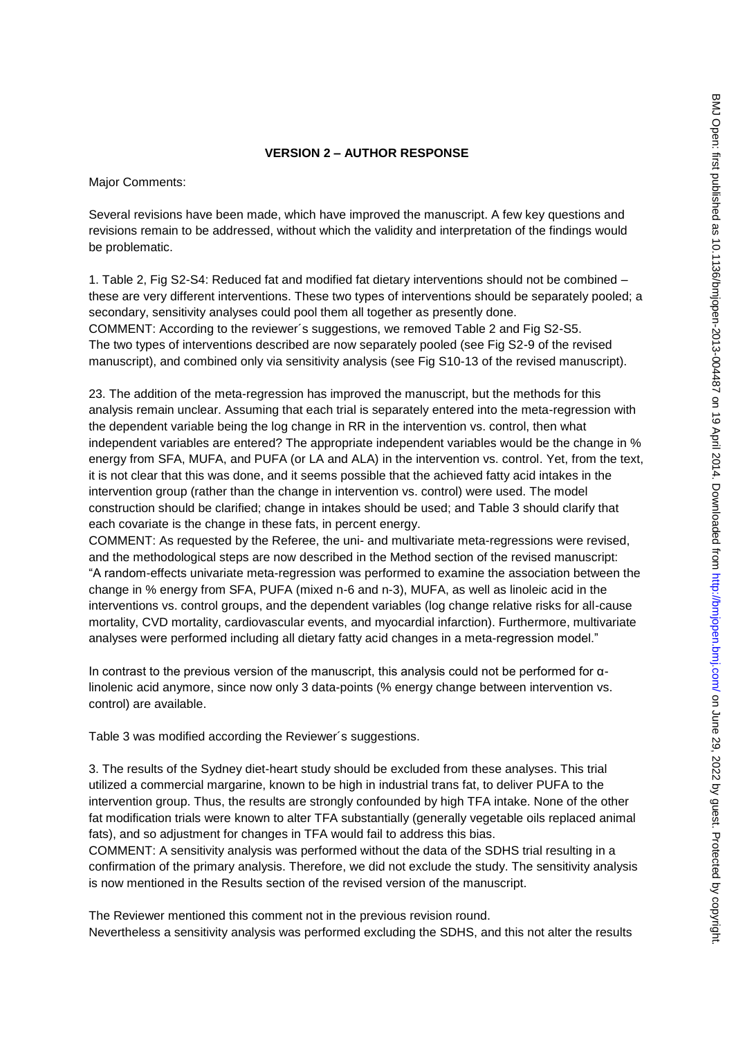**VERSION 2 – AUTHOR RESPONSE**

Major Comments:

Several revisions have been made, which have improved the manuscript. A few key questions and revisions remain to be addressed, without which the validity and interpretation of the findings would be problematic.

1. Table 2, Fig S2-S4: Reduced fat and modified fat dietary interventions should not be combined – these are very different interventions. These two types of interventions should be separately pooled; a secondary, sensitivity analyses could pool them all together as presently done.
COMMENT: According to the reviewer´s suggestions, we removed Table 2 and Fig S2-S5.
The two types of interventions described are now separately pooled (see Fig S2-9 of the revised manuscript), and combined only via sensitivity analysis (see Fig S10-13 of the revised manuscript).

23. The addition of the meta-regression has improved the manuscript, but the methods for this analysis remain unclear. Assuming that each trial is separately entered into the meta-regression with the dependent variable being the log change in RR in the intervention vs. control, then what independent variables are entered? The appropriate independent variables would be the change in % energy from SFA, MUFA, and PUFA (or LA and ALA) in the intervention vs. control. Yet, from the text, it is not clear that this was done, and it seems possible that the achieved fatty acid intakes in the intervention group (rather than the change in intervention vs. control) were used. The model construction should be clarified; change in intakes should be used; and Table 3 should clarify that each covariate is the change in these fats, in percent energy.
COMMENT: As requested by the Referee, the uni- and multivariate meta-regressions were revised, and the methodological steps are now described in the Method section of the revised manuscript: "A random-effects univariate meta-regression was performed to examine the association between the change in % energy from SFA, PUFA (mixed n-6 and n-3), MUFA, as well as linoleic acid in the interventions vs. control groups, and the dependent variables (log change relative risks for all-cause mortality, CVD mortality, cardiovascular events, and myocardial infarction). Furthermore, multivariate analyses were performed including all dietary fatty acid changes in a meta-regression model."

In contrast to the previous version of the manuscript, this analysis could not be performed for α-linolenic acid anymore, since now only 3 data-points (% energy change between intervention vs. control) are available.

Table 3 was modified according the Reviewer´s suggestions.

3. The results of the Sydney diet-heart study should be excluded from these analyses. This trial utilized a commercial margarine, known to be high in industrial trans fat, to deliver PUFA to the intervention group. Thus, the results are strongly confounded by high TFA intake. None of the other fat modification trials were known to alter TFA substantially (generally vegetable oils replaced animal fats), and so adjustment for changes in TFA would fail to address this bias.
COMMENT: A sensitivity analysis was performed without the data of the SDHS trial resulting in a confirmation of the primary analysis. Therefore, we did not exclude the study. The sensitivity analysis is now mentioned in the Results section of the revised version of the manuscript.

The Reviewer mentioned this comment not in the previous revision round.
Nevertheless a sensitivity analysis was performed excluding the SDHS, and this not alter the results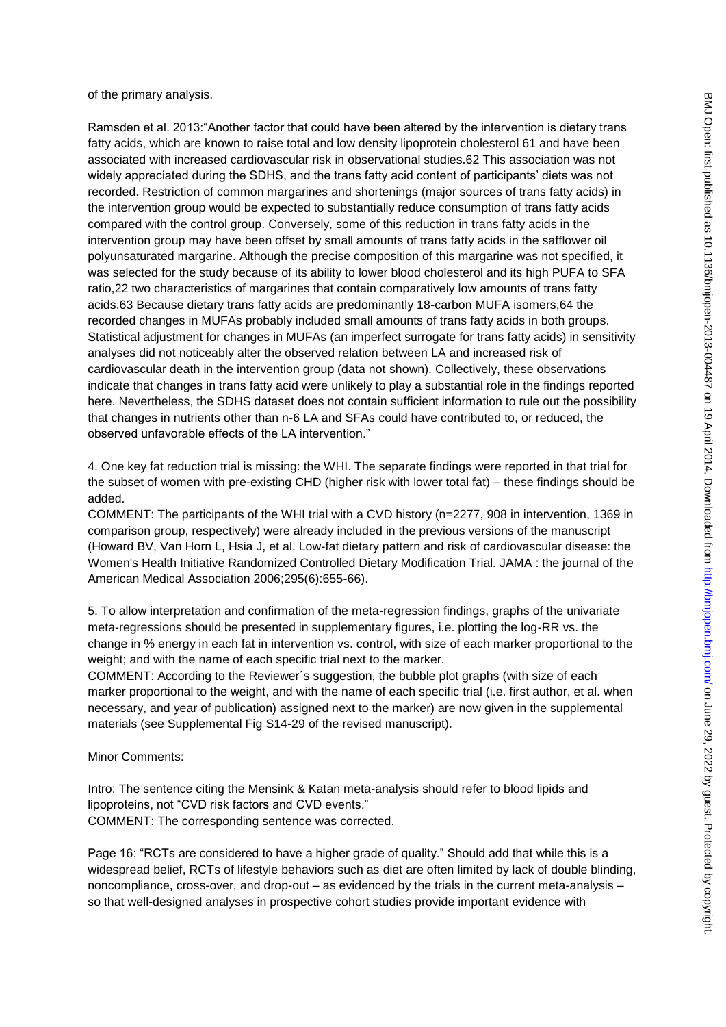of the primary analysis.

Ramsden et al. 2013:"Another factor that could have been altered by the intervention is dietary trans fatty acids, which are known to raise total and low density lipoprotein cholesterol 61 and have been associated with increased cardiovascular risk in observational studies.62 This association was not widely appreciated during the SDHS, and the trans fatty acid content of participants' diets was not recorded. Restriction of common margarines and shortenings (major sources of trans fatty acids) in the intervention group would be expected to substantially reduce consumption of trans fatty acids compared with the control group. Conversely, some of this reduction in trans fatty acids in the intervention group may have been offset by small amounts of trans fatty acids in the safflower oil polyunsaturated margarine. Although the precise composition of this margarine was not specified, it was selected for the study because of its ability to lower blood cholesterol and its high PUFA to SFA ratio,22 two characteristics of margarines that contain comparatively low amounts of trans fatty acids.63 Because dietary trans fatty acids are predominantly 18-carbon MUFA isomers,64 the recorded changes in MUFAs probably included small amounts of trans fatty acids in both groups. Statistical adjustment for changes in MUFAs (an imperfect surrogate for trans fatty acids) in sensitivity analyses did not noticeably alter the observed relation between LA and increased risk of cardiovascular death in the intervention group (data not shown). Collectively, these observations indicate that changes in trans fatty acid were unlikely to play a substantial role in the findings reported here. Nevertheless, the SDHS dataset does not contain sufficient information to rule out the possibility that changes in nutrients other than n-6 LA and SFAs could have contributed to, or reduced, the observed unfavorable effects of the LA intervention."

4. One key fat reduction trial is missing: the WHI. The separate findings were reported in that trial for the subset of women with pre-existing CHD (higher risk with lower total fat) – these findings should be added.
COMMENT: The participants of the WHI trial with a CVD history (n=2277, 908 in intervention, 1369 in comparison group, respectively) were already included in the previous versions of the manuscript (Howard BV, Van Horn L, Hsia J, et al. Low-fat dietary pattern and risk of cardiovascular disease: the Women's Health Initiative Randomized Controlled Dietary Modification Trial. JAMA : the journal of the American Medical Association 2006;295(6):655-66).

5. To allow interpretation and confirmation of the meta-regression findings, graphs of the univariate meta-regressions should be presented in supplementary figures, i.e. plotting the log-RR vs. the change in % energy in each fat in intervention vs. control, with size of each marker proportional to the weight; and with the name of each specific trial next to the marker.
COMMENT: According to the Reviewer´s suggestion, the bubble plot graphs (with size of each marker proportional to the weight, and with the name of each specific trial (i.e. first author, et al. when necessary, and year of publication) assigned next to the marker) are now given in the supplemental materials (see Supplemental Fig S14-29 of the revised manuscript).

Minor Comments:

Intro: The sentence citing the Mensink & Katan meta-analysis should refer to blood lipids and lipoproteins, not "CVD risk factors and CVD events."
COMMENT: The corresponding sentence was corrected.

Page 16: "RCTs are considered to have a higher grade of quality." Should add that while this is a widespread belief, RCTs of lifestyle behaviors such as diet are often limited by lack of double blinding, noncompliance, cross-over, and drop-out – as evidenced by the trials in the current meta-analysis – so that well-designed analyses in prospective cohort studies provide important evidence with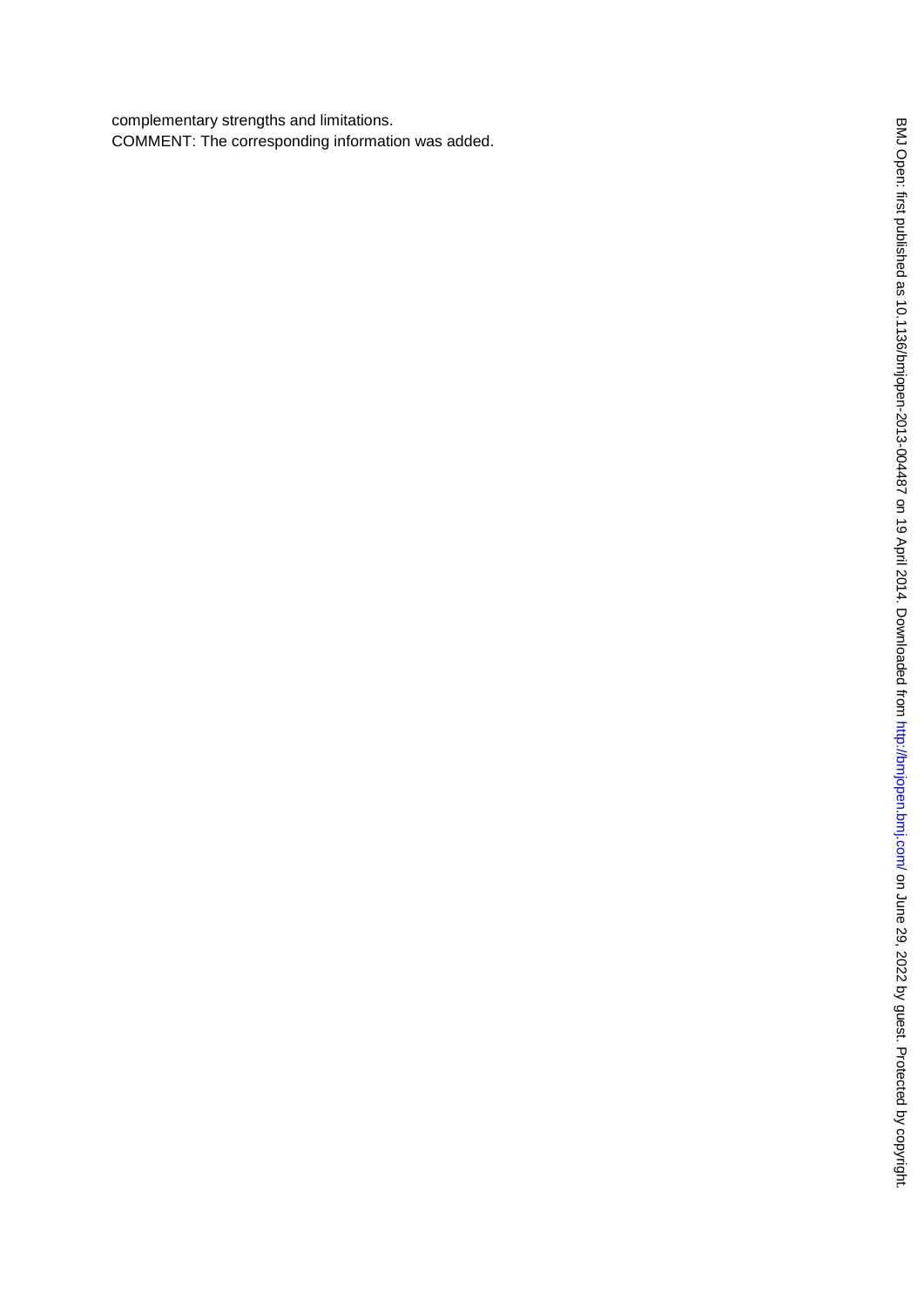complementary strengths and limitations.

COMMENT: The corresponding information was added.